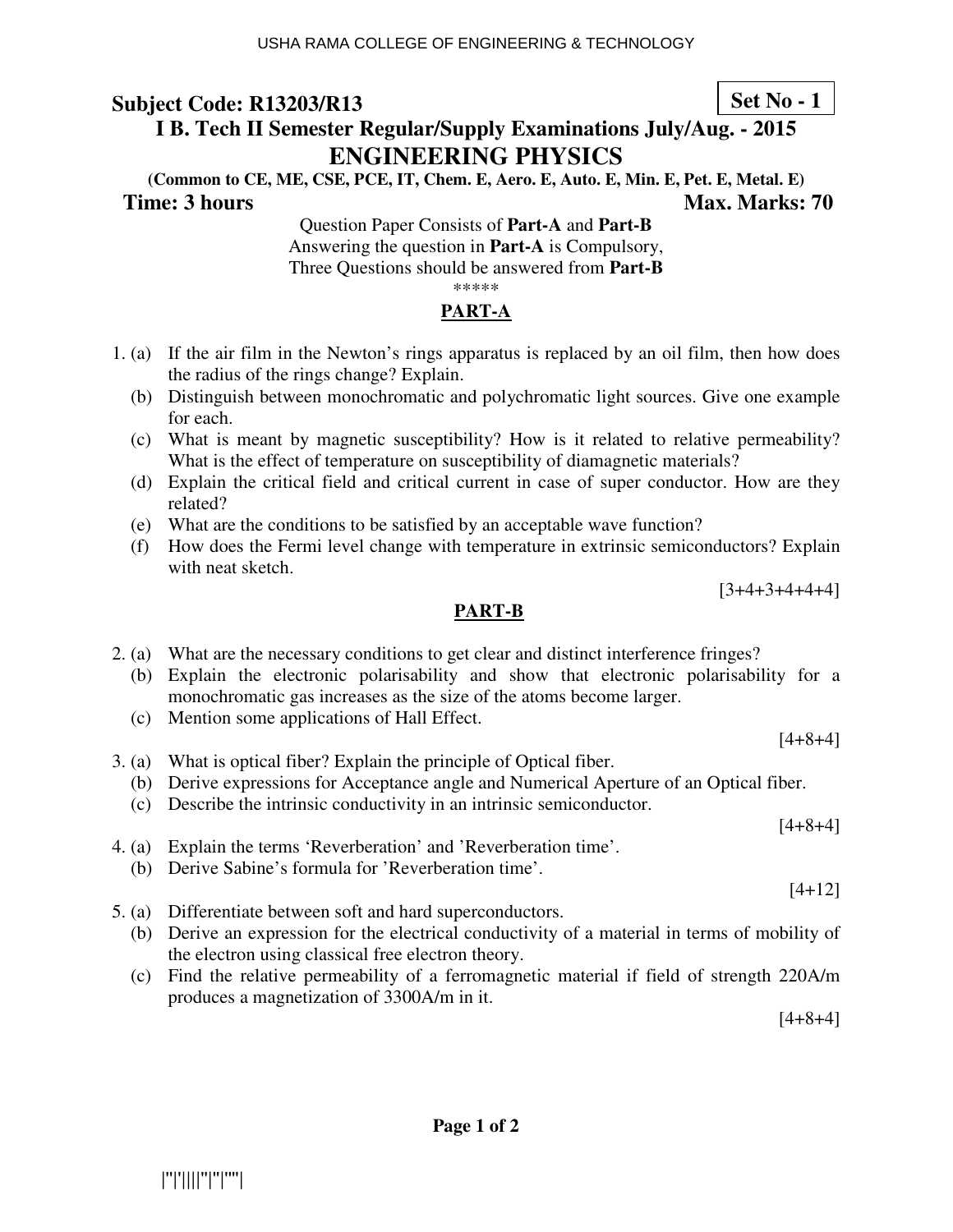USHA RAMA COLLEGE OF ENGINEERING & TECHNOLOGY

**Subject Code: R13203/R13** **Set No - 1**

## I B. Tech II Semester Regular/Supply Examinations July/Aug. - 2015

# ENGINEERING PHYSICS

**(Common to CE, ME, CSE, PCE, IT, Chem. E, Aero. E, Auto. E, Min. E, Pet. E, Metal. E)**

**Time: 3 hours** **Max. Marks: 70**

Question Paper Consists of **Part-A** and **Part-B**
Answering the question in **Part-A** is Compulsory,
Three Questions should be answered from **Part-B**

*****

## PART-A

1. (a) If the air film in the Newton's rings apparatus is replaced by an oil film, then how does the radius of the rings change? Explain.
   (b) Distinguish between monochromatic and polychromatic light sources. Give one example for each.
   (c) What is meant by magnetic susceptibility? How is it related to relative permeability? What is the effect of temperature on susceptibility of diamagnetic materials?
   (d) Explain the critical field and critical current in case of super conductor. How are they related?
   (e) What are the conditions to be satisfied by an acceptable wave function?
   (f) How does the Fermi level change with temperature in extrinsic semiconductors? Explain with neat sketch.

[3+4+3+4+4+4]

## PART-B

2. (a) What are the necessary conditions to get clear and distinct interference fringes?
   (b) Explain the electronic polarisability and show that electronic polarisability for a monochromatic gas increases as the size of the atoms become larger.
   (c) Mention some applications of Hall Effect.

[4+8+4]

3. (a) What is optical fiber? Explain the principle of Optical fiber.
   (b) Derive expressions for Acceptance angle and Numerical Aperture of an Optical fiber.
   (c) Describe the intrinsic conductivity in an intrinsic semiconductor.

[4+8+4]

4. (a) Explain the terms 'Reverberation' and 'Reverberation time'.
   (b) Derive Sabine's formula for 'Reverberation time'.

[4+12]

5. (a) Differentiate between soft and hard superconductors.
   (b) Derive an expression for the electrical conductivity of a material in terms of mobility of the electron using classical free electron theory.
   (c) Find the relative permeability of a ferromagnetic material if field of strength 220A/m produces a magnetization of 3300A/m in it.

[4+8+4]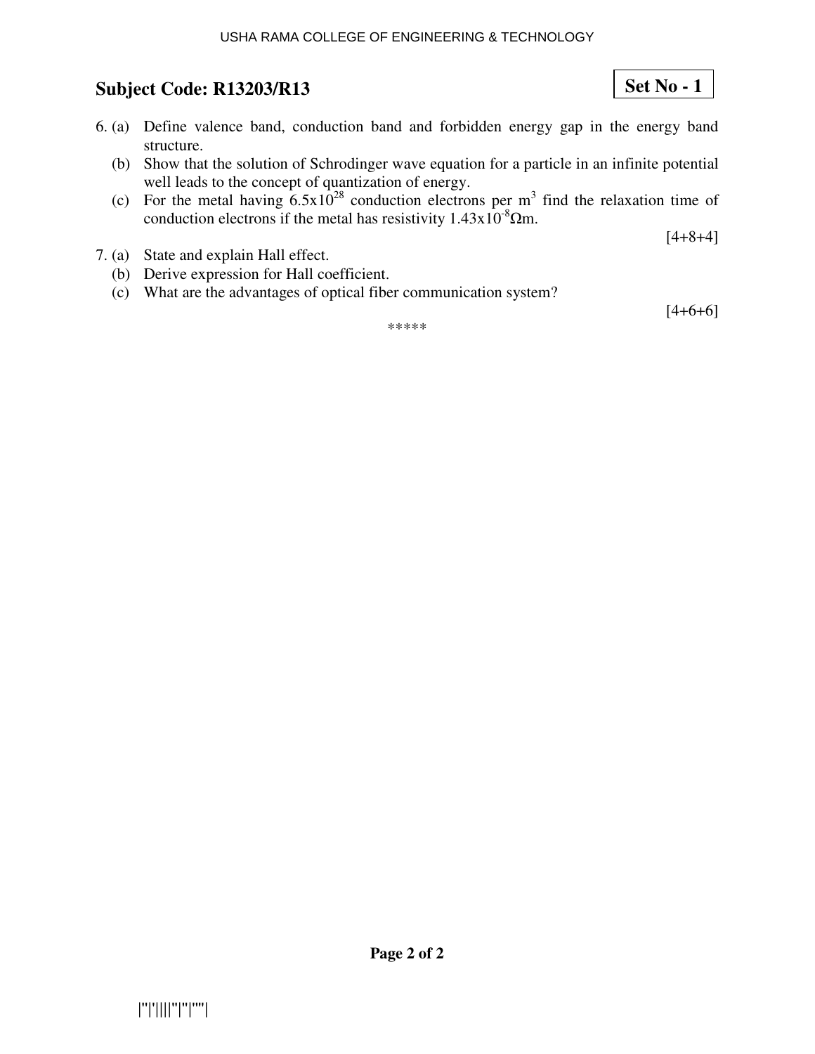6. (a) Define valence band, conduction band and forbidden energy gap in the energy band structure.

   (b) Show that the solution of Schrodinger wave equation for a particle in an infinite potential well leads to the concept of quantization of energy.

   (c) For the metal having $6.5 \times 10^{28}$ conduction electrons per $m^3$ find the relaxation time of conduction electrons if the metal has resistivity $1.43 \times 10^{-8}\,\Omega m$.

[4+8+4]

7. (a) State and explain Hall effect.

   (b) Derive expression for Hall coefficient.

   (c) What are the advantages of optical fiber communication system?

[4+6+6]

*****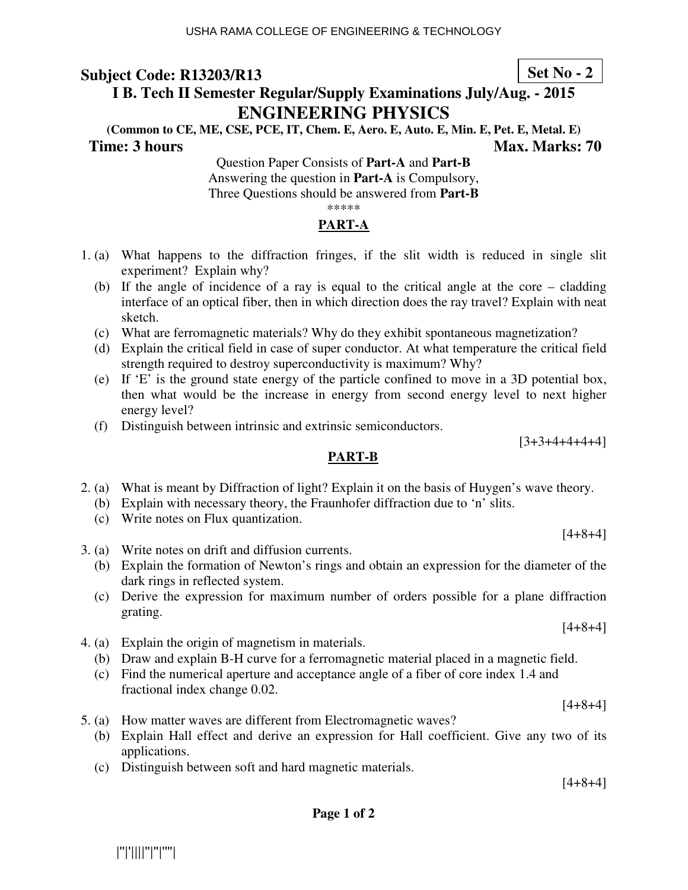USHA RAMA COLLEGE OF ENGINEERING & TECHNOLOGY

**Subject Code: R13203/R13** **Set No - 2**

## I B. Tech II Semester Regular/Supply Examinations July/Aug. - 2015

# ENGINEERING PHYSICS

**(Common to CE, ME, CSE, PCE, IT, Chem. E, Aero. E, Auto. E, Min. E, Pet. E, Metal. E)**

**Time: 3 hours** **Max. Marks: 70**

Question Paper Consists of **Part-A** and **Part-B**
Answering the question in **Part-A** is Compulsory,
Three Questions should be answered from **Part-B**

*****

## PART-A

1. (a) What happens to the diffraction fringes, if the slit width is reduced in single slit experiment? Explain why?
   (b) If the angle of incidence of a ray is equal to the critical angle at the core – cladding interface of an optical fiber, then in which direction does the ray travel? Explain with neat sketch.
   (c) What are ferromagnetic materials? Why do they exhibit spontaneous magnetization?
   (d) Explain the critical field in case of super conductor. At what temperature the critical field strength required to destroy superconductivity is maximum? Why?
   (e) If 'E' is the ground state energy of the particle confined to move in a 3D potential box, then what would be the increase in energy from second energy level to next higher energy level?
   (f) Distinguish between intrinsic and extrinsic semiconductors.

[3+3+4+4+4+4]

## PART-B

2. (a) What is meant by Diffraction of light? Explain it on the basis of Huygen's wave theory.
   (b) Explain with necessary theory, the Fraunhofer diffraction due to 'n' slits.
   (c) Write notes on Flux quantization.

[4+8+4]

3. (a) Write notes on drift and diffusion currents.
   (b) Explain the formation of Newton's rings and obtain an expression for the diameter of the dark rings in reflected system.
   (c) Derive the expression for maximum number of orders possible for a plane diffraction grating.

[4+8+4]

4. (a) Explain the origin of magnetism in materials.
   (b) Draw and explain B-H curve for a ferromagnetic material placed in a magnetic field.
   (c) Find the numerical aperture and acceptance angle of a fiber of core index 1.4 and fractional index change 0.02.

[4+8+4]

5. (a) How matter waves are different from Electromagnetic waves?
   (b) Explain Hall effect and derive an expression for Hall coefficient. Give any two of its applications.
   (c) Distinguish between soft and hard magnetic materials.

[4+8+4]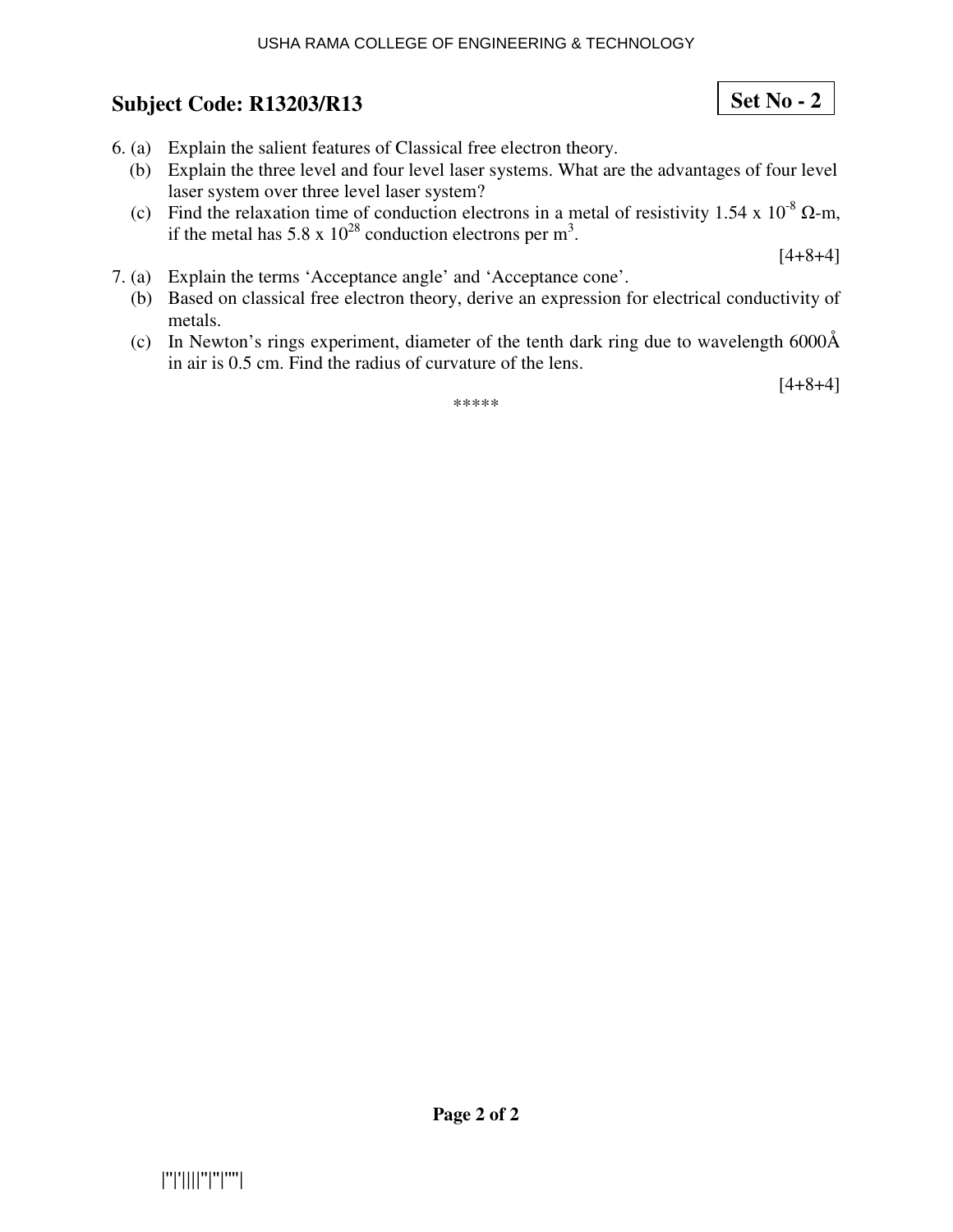**Subject Code: R13203/R13** **Set No - 2**

6. (a) Explain the salient features of Classical free electron theory.
   (b) Explain the three level and four level laser systems. What are the advantages of four level laser system over three level laser system?
   (c) Find the relaxation time of conduction electrons in a metal of resistivity $1.54 \times 10^{-8}$ Ω-m, if the metal has $5.8 \times 10^{28}$ conduction electrons per $m^3$.

[4+8+4]

7. (a) Explain the terms 'Acceptance angle' and 'Acceptance cone'.
   (b) Based on classical free electron theory, derive an expression for electrical conductivity of metals.
   (c) In Newton's rings experiment, diameter of the tenth dark ring due to wavelength 6000Å in air is 0.5 cm. Find the radius of curvature of the lens.

[4+8+4]

*****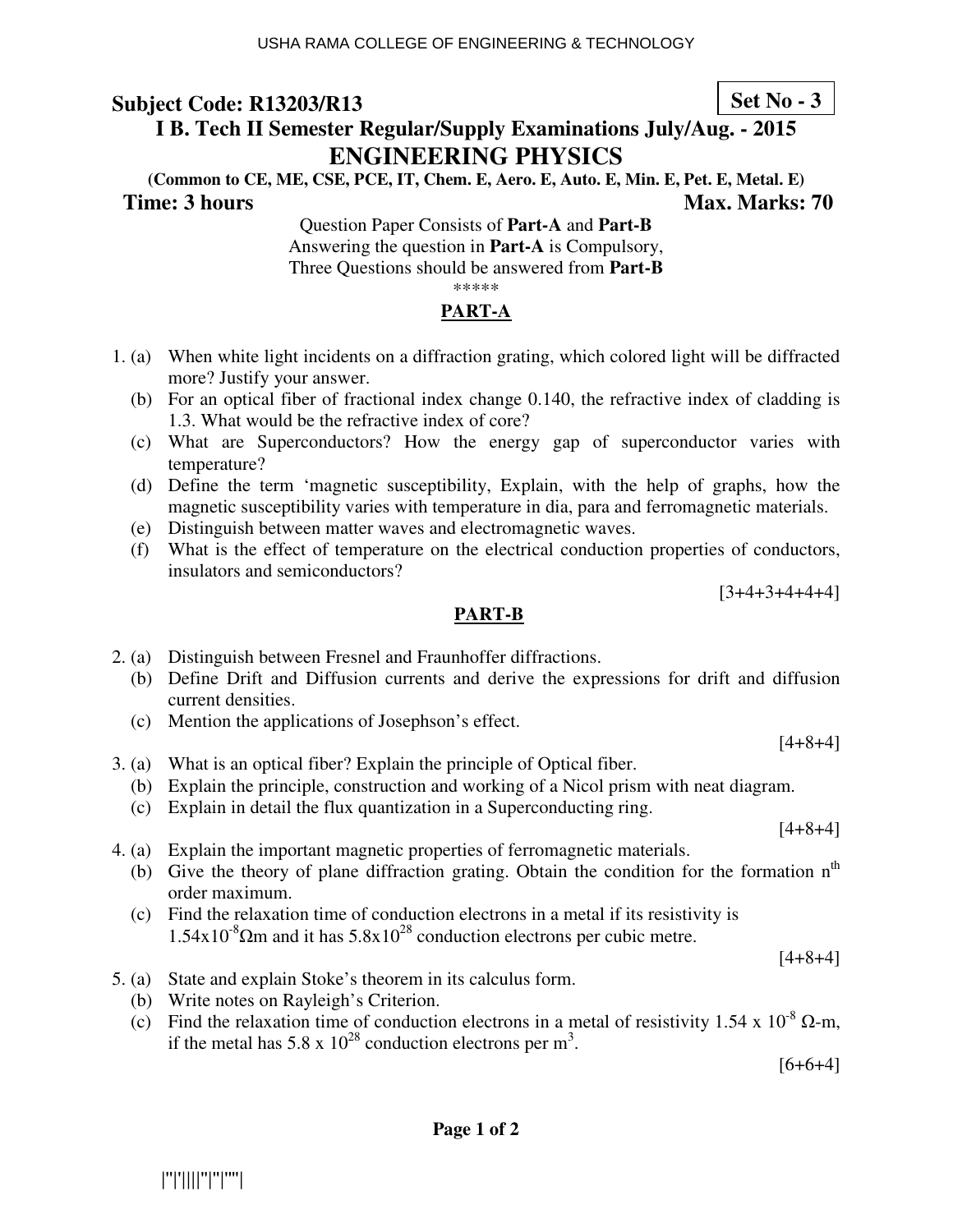USHA RAMA COLLEGE OF ENGINEERING & TECHNOLOGY

**Subject Code: R13203/R13** **Set No - 3**

## I B. Tech II Semester Regular/Supply Examinations July/Aug. - 2015

# ENGINEERING PHYSICS

**(Common to CE, ME, CSE, PCE, IT, Chem. E, Aero. E, Auto. E, Min. E, Pet. E, Metal. E)**

**Time: 3 hours** **Max. Marks: 70**

Question Paper Consists of **Part-A** and **Part-B**
Answering the question in **Part-A** is Compulsory,
Three Questions should be answered from **Part-B**

*****

## PART-A

1. (a) When white light incidents on a diffraction grating, which colored light will be diffracted more? Justify your answer.
   (b) For an optical fiber of fractional index change 0.140, the refractive index of cladding is 1.3. What would be the refractive index of core?
   (c) What are Superconductors? How the energy gap of superconductor varies with temperature?
   (d) Define the term 'magnetic susceptibility, Explain, with the help of graphs, how the magnetic susceptibility varies with temperature in dia, para and ferromagnetic materials.
   (e) Distinguish between matter waves and electromagnetic waves.
   (f) What is the effect of temperature on the electrical conduction properties of conductors, insulators and semiconductors?

[3+4+3+4+4+4]

## PART-B

2. (a) Distinguish between Fresnel and Fraunhoffer diffractions.
   (b) Define Drift and Diffusion currents and derive the expressions for drift and diffusion current densities.
   (c) Mention the applications of Josephson's effect.

[4+8+4]

3. (a) What is an optical fiber? Explain the principle of Optical fiber.
   (b) Explain the principle, construction and working of a Nicol prism with neat diagram.
   (c) Explain in detail the flux quantization in a Superconducting ring.

[4+8+4]

4. (a) Explain the important magnetic properties of ferromagnetic materials.
   (b) Give the theory of plane diffraction grating. Obtain the condition for the formation $n^{th}$ order maximum.
   (c) Find the relaxation time of conduction electrons in a metal if its resistivity is $1.54 \times 10^{-8} \Omega$m and it has $5.8 \times 10^{28}$ conduction electrons per cubic metre.

[4+8+4]

5. (a) State and explain Stoke's theorem in its calculus form.
   (b) Write notes on Rayleigh's Criterion.
   (c) Find the relaxation time of conduction electrons in a metal of resistivity $1.54 \times 10^{-8}$ $\Omega$-m, if the metal has $5.8 \times 10^{28}$ conduction electrons per $m^3$.

[6+6+4]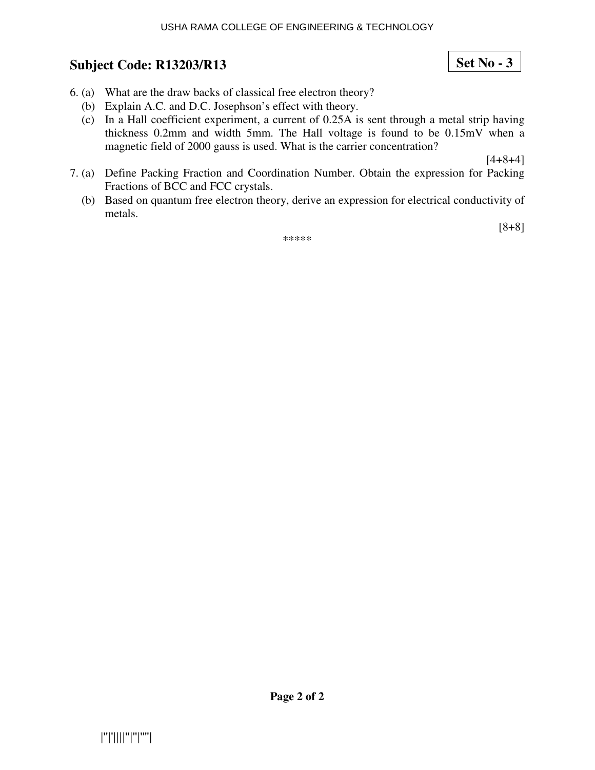## Subject Code: R13203/R13

**Set No - 3**

6. (a) What are the draw backs of classical free electron theory?
   (b) Explain A.C. and D.C. Josephson's effect with theory.
   (c) In a Hall coefficient experiment, a current of 0.25A is sent through a metal strip having thickness 0.2mm and width 5mm. The Hall voltage is found to be 0.15mV when a magnetic field of 2000 gauss is used. What is the carrier concentration?

[4+8+4]

7. (a) Define Packing Fraction and Coordination Number. Obtain the expression for Packing Fractions of BCC and FCC crystals.
   (b) Based on quantum free electron theory, derive an expression for electrical conductivity of metals.

[8+8]

*****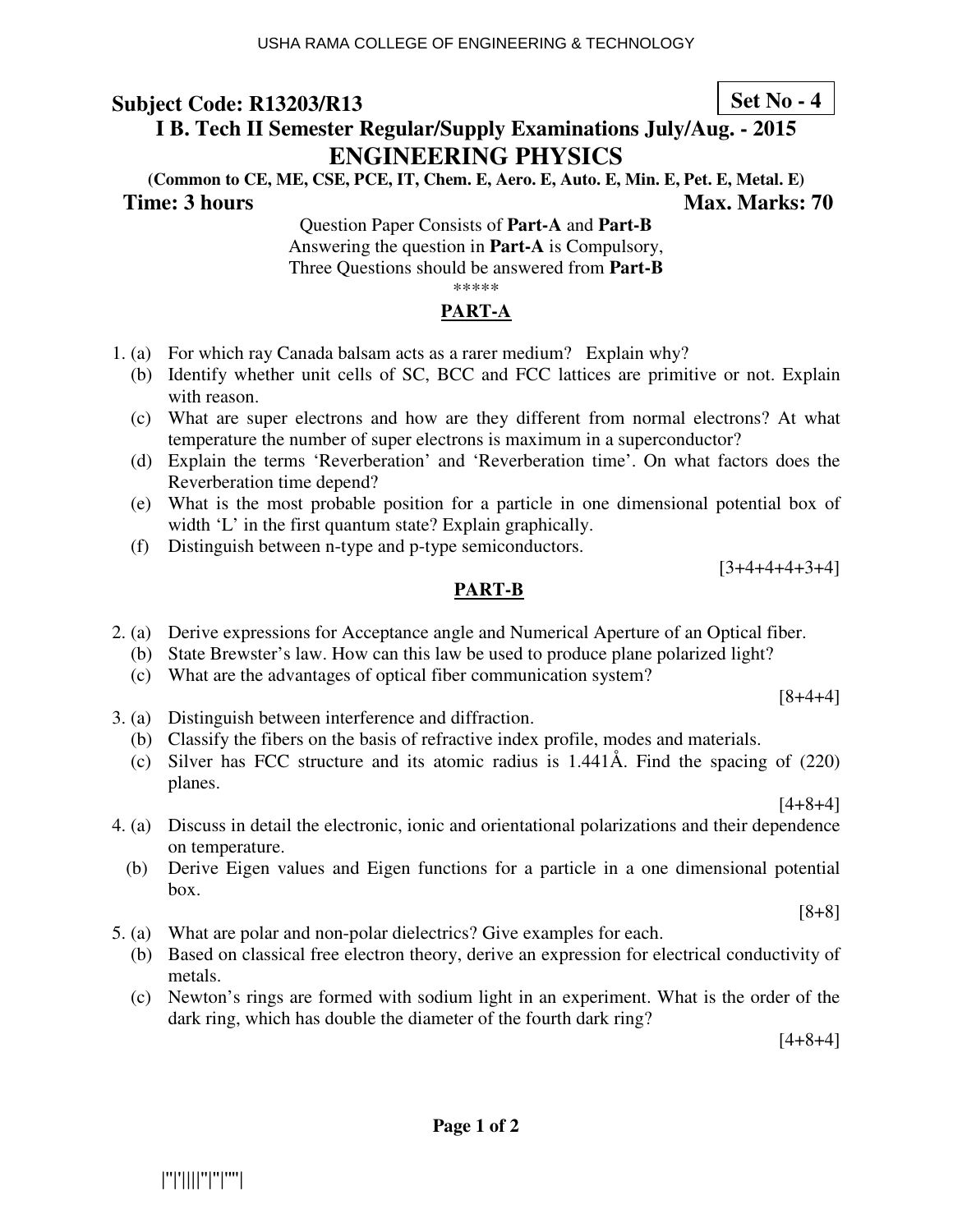USHA RAMA COLLEGE OF ENGINEERING & TECHNOLOGY

**Subject Code: R13203/R13** **Set No - 4**

## I B. Tech II Semester Regular/Supply Examinations July/Aug. - 2015

# ENGINEERING PHYSICS

**(Common to CE, ME, CSE, PCE, IT, Chem. E, Aero. E, Auto. E, Min. E, Pet. E, Metal. E)**

**Time: 3 hours** **Max. Marks: 70**

Question Paper Consists of **Part-A** and **Part-B**
Answering the question in **Part-A** is Compulsory,
Three Questions should be answered from **Part-B**

*****

## PART-A

1. (a) For which ray Canada balsam acts as a rarer medium? Explain why?
   (b) Identify whether unit cells of SC, BCC and FCC lattices are primitive or not. Explain with reason.
   (c) What are super electrons and how are they different from normal electrons? At what temperature the number of super electrons is maximum in a superconductor?
   (d) Explain the terms 'Reverberation' and 'Reverberation time'. On what factors does the Reverberation time depend?
   (e) What is the most probable position for a particle in one dimensional potential box of width 'L' in the first quantum state? Explain graphically.
   (f) Distinguish between n-type and p-type semiconductors.

[3+4+4+4+3+4]

## PART-B

2. (a) Derive expressions for Acceptance angle and Numerical Aperture of an Optical fiber.
   (b) State Brewster's law. How can this law be used to produce plane polarized light?
   (c) What are the advantages of optical fiber communication system?

[8+4+4]

3. (a) Distinguish between interference and diffraction.
   (b) Classify the fibers on the basis of refractive index profile, modes and materials.
   (c) Silver has FCC structure and its atomic radius is 1.441Å. Find the spacing of (220) planes.

[4+8+4]

4. (a) Discuss in detail the electronic, ionic and orientational polarizations and their dependence on temperature.
   (b) Derive Eigen values and Eigen functions for a particle in a one dimensional potential box.

[8+8]

5. (a) What are polar and non-polar dielectrics? Give examples for each.
   (b) Based on classical free electron theory, derive an expression for electrical conductivity of metals.
   (c) Newton's rings are formed with sodium light in an experiment. What is the order of the dark ring, which has double the diameter of the fourth dark ring?

[4+8+4]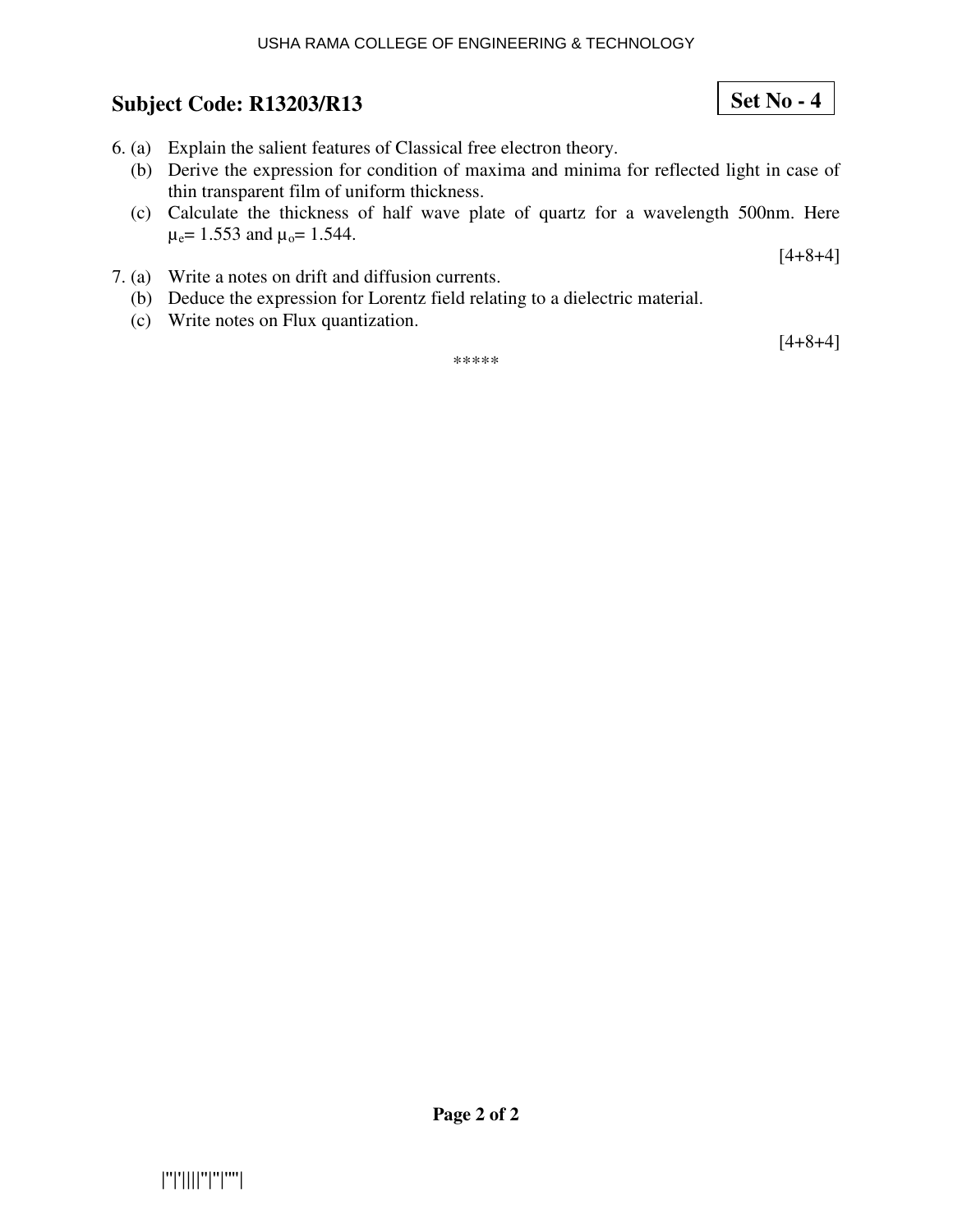**Subject Code: R13203/R13**

**Set No - 4**

6. (a) Explain the salient features of Classical free electron theory.
   (b) Derive the expression for condition of maxima and minima for reflected light in case of thin transparent film of uniform thickness.
   (c) Calculate the thickness of half wave plate of quartz for a wavelength 500nm. Here $\mu_e$= 1.553 and $\mu_o$= 1.544.

[4+8+4]

7. (a) Write a notes on drift and diffusion currents.
   (b) Deduce the expression for Lorentz field relating to a dielectric material.
   (c) Write notes on Flux quantization.

[4+8+4]

*****